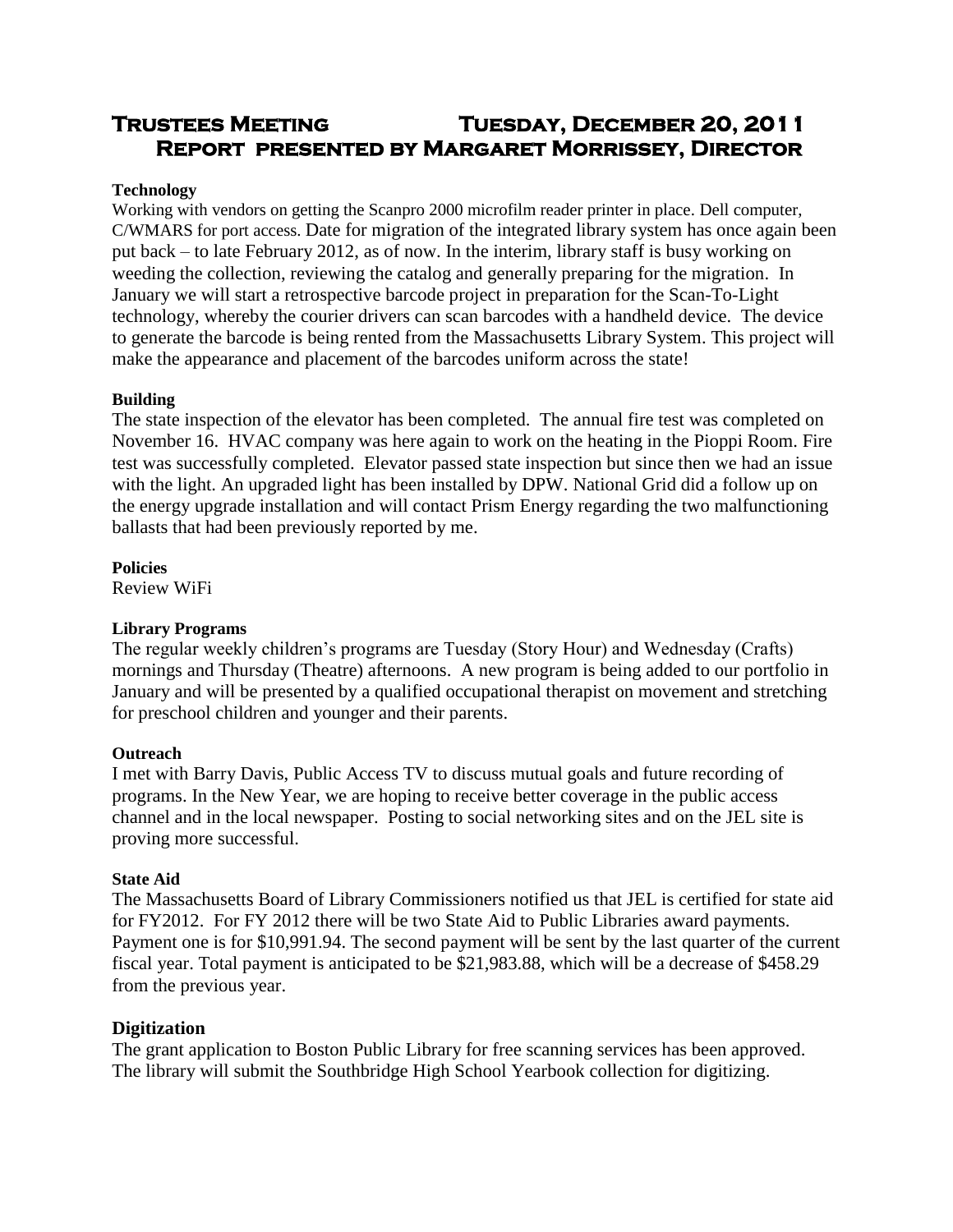# Trustees Meeting Tuesday, December 20, 2011
## Report presented by Margaret Morrissey, Director

**Technology**

Working with vendors on getting the Scanpro 2000 microfilm reader printer in place. Dell computer, C/WMARS for port access. Date for migration of the integrated library system has once again been put back – to late February 2012, as of now. In the interim, library staff is busy working on weeding the collection, reviewing the catalog and generally preparing for the migration. In January we will start a retrospective barcode project in preparation for the Scan-To-Light technology, whereby the courier drivers can scan barcodes with a handheld device. The device to generate the barcode is being rented from the Massachusetts Library System. This project will make the appearance and placement of the barcodes uniform across the state!

**Building**

The state inspection of the elevator has been completed. The annual fire test was completed on November 16. HVAC company was here again to work on the heating in the Pioppi Room. Fire test was successfully completed. Elevator passed state inspection but since then we had an issue with the light. An upgraded light has been installed by DPW. National Grid did a follow up on the energy upgrade installation and will contact Prism Energy regarding the two malfunctioning ballasts that had been previously reported by me.

**Policies**

Review WiFi

**Library Programs**

The regular weekly children's programs are Tuesday (Story Hour) and Wednesday (Crafts) mornings and Thursday (Theatre) afternoons. A new program is being added to our portfolio in January and will be presented by a qualified occupational therapist on movement and stretching for preschool children and younger and their parents.

**Outreach**

I met with Barry Davis, Public Access TV to discuss mutual goals and future recording of programs. In the New Year, we are hoping to receive better coverage in the public access channel and in the local newspaper. Posting to social networking sites and on the JEL site is proving more successful.

**State Aid**

The Massachusetts Board of Library Commissioners notified us that JEL is certified for state aid for FY2012. For FY 2012 there will be two State Aid to Public Libraries award payments. Payment one is for $10,991.94. The second payment will be sent by the last quarter of the current fiscal year. Total payment is anticipated to be $21,983.88, which will be a decrease of $458.29 from the previous year.

**Digitization**

The grant application to Boston Public Library for free scanning services has been approved. The library will submit the Southbridge High School Yearbook collection for digitizing.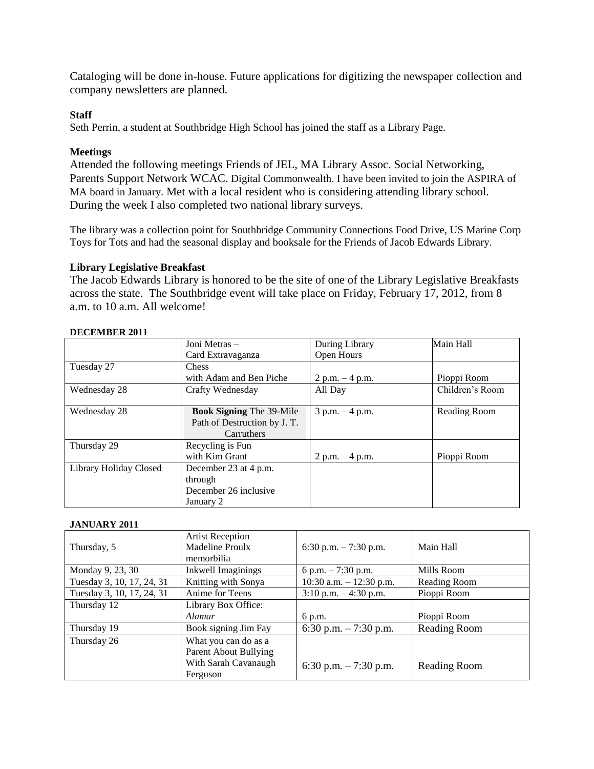Cataloging will be done in-house. Future applications for digitizing the newspaper collection and company newsletters are planned.

**Staff**

Seth Perrin, a student at Southbridge High School has joined the staff as a Library Page.

**Meetings**

Attended the following meetings Friends of JEL, MA Library Assoc. Social Networking, Parents Support Network WCAC. Digital Commonwealth. I have been invited to join the ASPIRA of MA board in January. Met with a local resident who is considering attending library school. During the week I also completed two national library surveys.

The library was a collection point for Southbridge Community Connections Food Drive, US Marine Corp Toys for Tots and had the seasonal display and booksale for the Friends of Jacob Edwards Library.

**Library Legislative Breakfast**

The Jacob Edwards Library is honored to be the site of one of the Library Legislative Breakfasts across the state. The Southbridge event will take place on Friday, February 17, 2012, from 8 a.m. to 10 a.m. All welcome!

**DECEMBER 2011**

| | | | |
|---|---|---|---|
| | Joni Metras – Card Extravaganza | During Library Open Hours | Main Hall |
| Tuesday 27 | Chess with Adam and Ben Piche | 2 p.m. – 4 p.m. | Pioppi Room |
| Wednesday 28 | Crafty Wednesday | All Day | Children's Room |
| Wednesday 28 | **Book Signing** The 39-Mile Path of Destruction by J. T. Carruthers | 3 p.m. – 4 p.m. | Reading Room |
| Thursday 29 | Recycling is Fun with Kim Grant | 2 p.m. – 4 p.m. | Pioppi Room |
| Library Holiday Closed | December 23 at 4 p.m. through December 26 inclusive January 2 | | |

**JANUARY 2011**

| | | | |
|---|---|---|---|
| Thursday, 5 | Artist Reception Madeline Proulx memorbilia | 6:30 p.m. – 7:30 p.m. | Main Hall |
| Monday 9, 23, 30 | Inkwell Imaginings | 6 p.m. – 7:30 p.m. | Mills Room |
| Tuesday 3, 10, 17, 24, 31 | Knitting with Sonya | 10:30 a.m. – 12:30 p.m. | Reading Room |
| Tuesday 3, 10, 17, 24, 31 | Anime for Teens | 3:10 p.m. – 4:30 p.m. | Pioppi Room |
| Thursday 12 | Library Box Office: *Alamar* | 6 p.m. | Pioppi Room |
| Thursday 19 | Book signing Jim Fay | 6:30 p.m. – 7:30 p.m. | Reading Room |
| Thursday 26 | What you can do as a Parent About Bullying With Sarah Cavanaugh Ferguson | 6:30 p.m. – 7:30 p.m. | Reading Room |